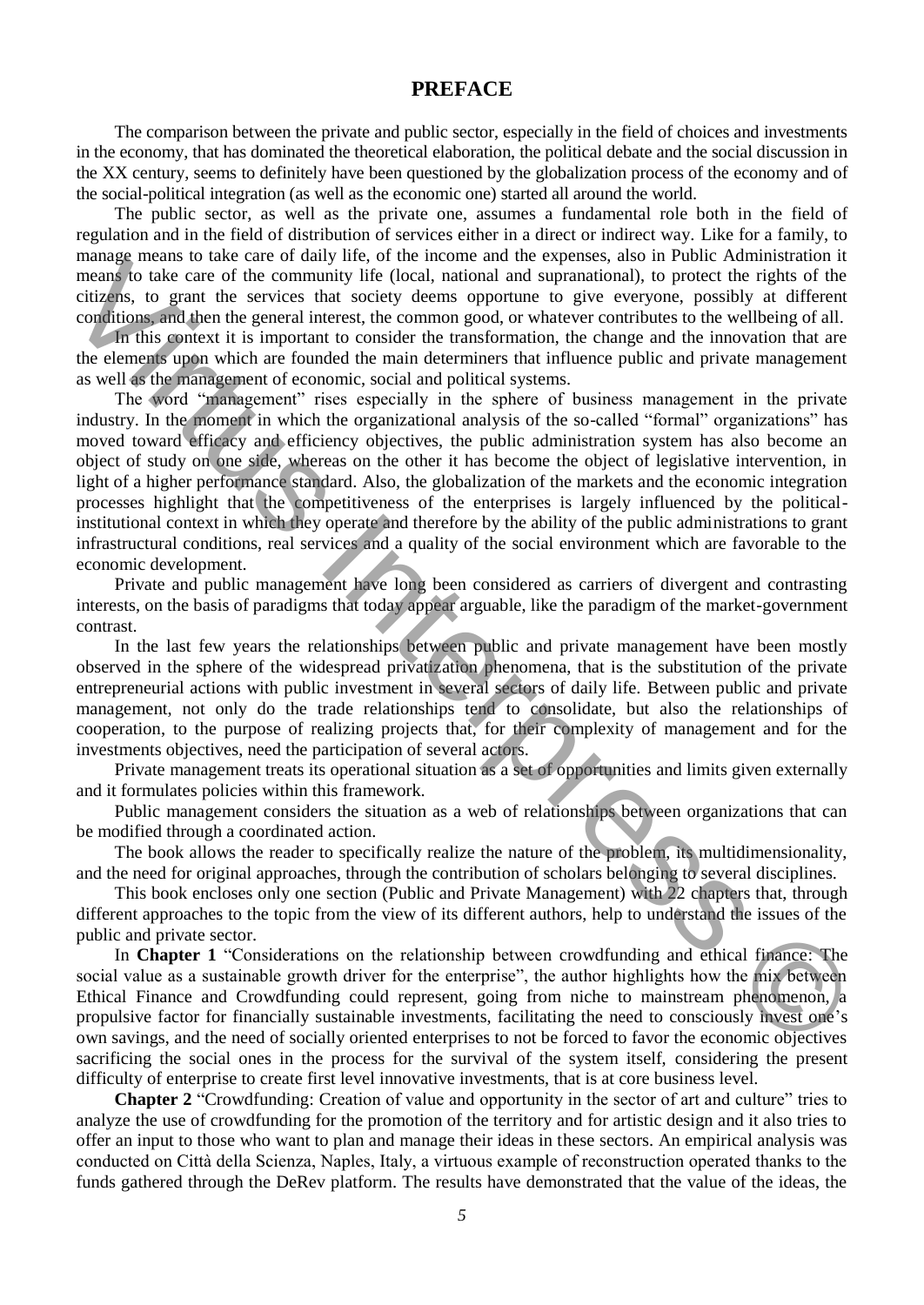# PREFACE

The comparison between the private and public sector, especially in the field of choices and investments in the economy, that has dominated the theoretical elaboration, the political debate and the social discussion in the XX century, seems to definitely have been questioned by the globalization process of the economy and of the social-political integration (as well as the economic one) started all around the world.

The public sector, as well as the private one, assumes a fundamental role both in the field of regulation and in the field of distribution of services either in a direct or indirect way. Like for a family, to manage means to take care of daily life, of the income and the expenses, also in Public Administration it means to take care of the community life (local, national and supranational), to protect the rights of the citizens, to grant the services that society deems opportune to give everyone, possibly at different conditions, and then the general interest, the common good, or whatever contributes to the wellbeing of all.

In this context it is important to consider the transformation, the change and the innovation that are the elements upon which are founded the main determiners that influence public and private management as well as the management of economic, social and political systems.

The word "management" rises especially in the sphere of business management in the private industry. In the moment in which the organizational analysis of the so-called "formal" organizations" has moved toward efficacy and efficiency objectives, the public administration system has also become an object of study on one side, whereas on the other it has become the object of legislative intervention, in light of a higher performance standard. Also, the globalization of the markets and the economic integration processes highlight that the competitiveness of the enterprises is largely influenced by the political-institutional context in which they operate and therefore by the ability of the public administrations to grant infrastructural conditions, real services and a quality of the social environment which are favorable to the economic development.

Private and public management have long been considered as carriers of divergent and contrasting interests, on the basis of paradigms that today appear arguable, like the paradigm of the market-government contrast.

In the last few years the relationships between public and private management have been mostly observed in the sphere of the widespread privatization phenomena, that is the substitution of the private entrepreneurial actions with public investment in several sectors of daily life. Between public and private management, not only do the trade relationships tend to consolidate, but also the relationships of cooperation, to the purpose of realizing projects that, for their complexity of management and for the investments objectives, need the participation of several actors.

Private management treats its operational situation as a set of opportunities and limits given externally and it formulates policies within this framework.

Public management considers the situation as a web of relationships between organizations that can be modified through a coordinated action.

The book allows the reader to specifically realize the nature of the problem, its multidimensionality, and the need for original approaches, through the contribution of scholars belonging to several disciplines.

This book encloses only one section (Public and Private Management) with 22 chapters that, through different approaches to the topic from the view of its different authors, help to understand the issues of the public and private sector.

In **Chapter 1** "Considerations on the relationship between crowdfunding and ethical finance: The social value as a sustainable growth driver for the enterprise", the author highlights how the mix between Ethical Finance and Crowdfunding could represent, going from niche to mainstream phenomenon, a propulsive factor for financially sustainable investments, facilitating the need to consciously invest one's own savings, and the need of socially oriented enterprises to not be forced to favor the economic objectives sacrificing the social ones in the process for the survival of the system itself, considering the present difficulty of enterprise to create first level innovative investments, that is at core business level.

**Chapter 2** "Crowdfunding: Creation of value and opportunity in the sector of art and culture" tries to analyze the use of crowdfunding for the promotion of the territory and for artistic design and it also tries to offer an input to those who want to plan and manage their ideas in these sectors. An empirical analysis was conducted on Città della Scienza, Naples, Italy, a virtuous example of reconstruction operated thanks to the funds gathered through the DeRev platform. The results have demonstrated that the value of the ideas, the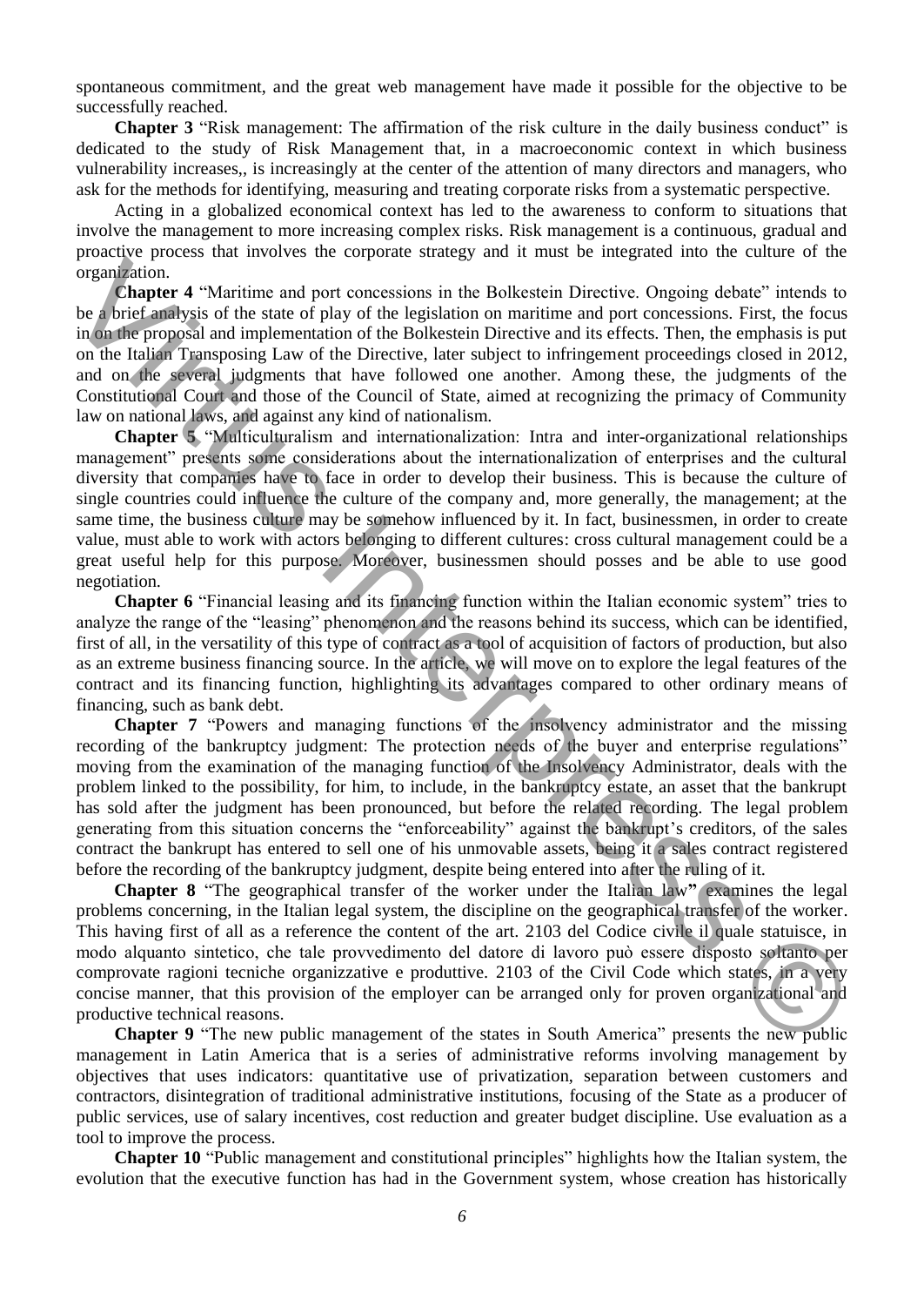spontaneous commitment, and the great web management have made it possible for the objective to be successfully reached.

**Chapter 3** "Risk management: The affirmation of the risk culture in the daily business conduct" is dedicated to the study of Risk Management that, in a macroeconomic context in which business vulnerability increases,, is increasingly at the center of the attention of many directors and managers, who ask for the methods for identifying, measuring and treating corporate risks from a systematic perspective.

Acting in a globalized economical context has led to the awareness to conform to situations that involve the management to more increasing complex risks. Risk management is a continuous, gradual and proactive process that involves the corporate strategy and it must be integrated into the culture of the organization.

**Chapter 4** "Maritime and port concessions in the Bolkestein Directive. Ongoing debate" intends to be a brief analysis of the state of play of the legislation on maritime and port concessions. First, the focus in on the proposal and implementation of the Bolkestein Directive and its effects. Then, the emphasis is put on the Italian Transposing Law of the Directive, later subject to infringement proceedings closed in 2012, and on the several judgments that have followed one another. Among these, the judgments of the Constitutional Court and those of the Council of State, aimed at recognizing the primacy of Community law on national laws, and against any kind of nationalism.

**Chapter 5** "Multiculturalism and internationalization: Intra and inter-organizational relationships management" presents some considerations about the internationalization of enterprises and the cultural diversity that companies have to face in order to develop their business. This is because the culture of single countries could influence the culture of the company and, more generally, the management; at the same time, the business culture may be somehow influenced by it. In fact, businessmen, in order to create value, must able to work with actors belonging to different cultures: cross cultural management could be a great useful help for this purpose. Moreover, businessmen should posses and be able to use good negotiation.

**Chapter 6** "Financial leasing and its financing function within the Italian economic system" tries to analyze the range of the "leasing" phenomenon and the reasons behind its success, which can be identified, first of all, in the versatility of this type of contract as a tool of acquisition of factors of production, but also as an extreme business financing source. In the article, we will move on to explore the legal features of the contract and its financing function, highlighting its advantages compared to other ordinary means of financing, such as bank debt.

**Chapter 7** "Powers and managing functions of the insolvency administrator and the missing recording of the bankruptcy judgment: The protection needs of the buyer and enterprise regulations" moving from the examination of the managing function of the Insolvency Administrator, deals with the problem linked to the possibility, for him, to include, in the bankruptcy estate, an asset that the bankrupt has sold after the judgment has been pronounced, but before the related recording. The legal problem generating from this situation concerns the "enforceability" against the bankrupt's creditors, of the sales contract the bankrupt has entered to sell one of his unmovable assets, being it a sales contract registered before the recording of the bankruptcy judgment, despite being entered into after the ruling of it.

**Chapter 8** "The geographical transfer of the worker under the Italian law**"** examines the legal problems concerning, in the Italian legal system, the discipline on the geographical transfer of the worker. This having first of all as a reference the content of the art. 2103 del Codice civile il quale statuisce, in modo alquanto sintetico, che tale provvedimento del datore di lavoro può essere disposto soltanto per comprovate ragioni tecniche organizzative e produttive. 2103 of the Civil Code which states, in a very concise manner, that this provision of the employer can be arranged only for proven organizational and productive technical reasons.

**Chapter 9** "The new public management of the states in South America" presents the new public management in Latin America that is a series of administrative reforms involving management by objectives that uses indicators: quantitative use of privatization, separation between customers and contractors, disintegration of traditional administrative institutions, focusing of the State as a producer of public services, use of salary incentives, cost reduction and greater budget discipline. Use evaluation as a tool to improve the process.

**Chapter 10** "Public management and constitutional principles" highlights how the Italian system, the evolution that the executive function has had in the Government system, whose creation has historically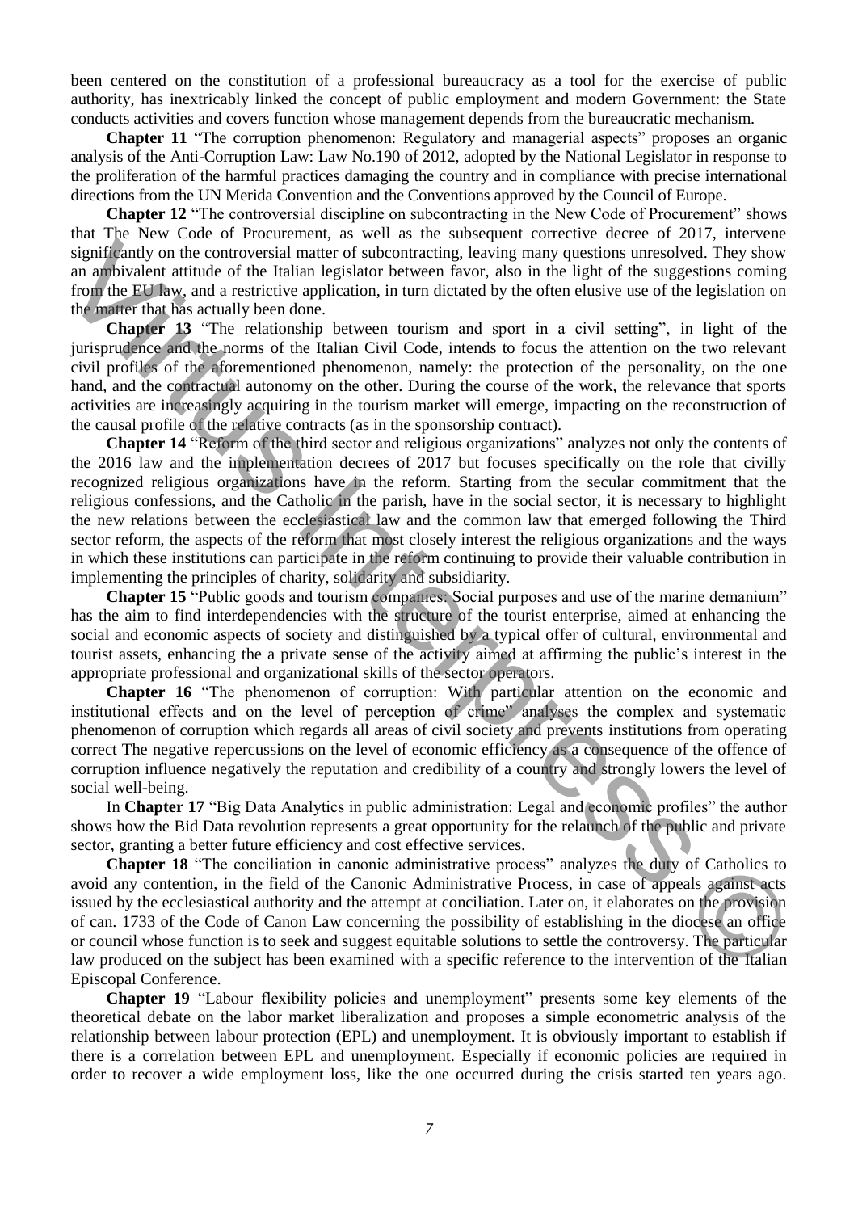been centered on the constitution of a professional bureaucracy as a tool for the exercise of public authority, has inextricably linked the concept of public employment and modern Government: the State conducts activities and covers function whose management depends from the bureaucratic mechanism.

**Chapter 11** "The corruption phenomenon: Regulatory and managerial aspects" proposes an organic analysis of the Anti-Corruption Law: Law No.190 of 2012, adopted by the National Legislator in response to the proliferation of the harmful practices damaging the country and in compliance with precise international directions from the UN Merida Convention and the Conventions approved by the Council of Europe.

**Chapter 12** "The controversial discipline on subcontracting in the New Code of Procurement" shows that The New Code of Procurement, as well as the subsequent corrective decree of 2017, intervene significantly on the controversial matter of subcontracting, leaving many questions unresolved. They show an ambivalent attitude of the Italian legislator between favor, also in the light of the suggestions coming from the EU law, and a restrictive application, in turn dictated by the often elusive use of the legislation on the matter that has actually been done.

**Chapter 13** "The relationship between tourism and sport in a civil setting", in light of the jurisprudence and the norms of the Italian Civil Code, intends to focus the attention on the two relevant civil profiles of the aforementioned phenomenon, namely: the protection of the personality, on the one hand, and the contractual autonomy on the other. During the course of the work, the relevance that sports activities are increasingly acquiring in the tourism market will emerge, impacting on the reconstruction of the causal profile of the relative contracts (as in the sponsorship contract).

**Chapter 14** "Reform of the third sector and religious organizations" analyzes not only the contents of the 2016 law and the implementation decrees of 2017 but focuses specifically on the role that civilly recognized religious organizations have in the reform. Starting from the secular commitment that the religious confessions, and the Catholic in the parish, have in the social sector, it is necessary to highlight the new relations between the ecclesiastical law and the common law that emerged following the Third sector reform, the aspects of the reform that most closely interest the religious organizations and the ways in which these institutions can participate in the reform continuing to provide their valuable contribution in implementing the principles of charity, solidarity and subsidiarity.

**Chapter 15** "Public goods and tourism companies: Social purposes and use of the marine demanium" has the aim to find interdependencies with the structure of the tourist enterprise, aimed at enhancing the social and economic aspects of society and distinguished by a typical offer of cultural, environmental and tourist assets, enhancing the a private sense of the activity aimed at affirming the public's interest in the appropriate professional and organizational skills of the sector operators.

**Chapter 16** "The phenomenon of corruption: With particular attention on the economic and institutional effects and on the level of perception of crime" analyses the complex and systematic phenomenon of corruption which regards all areas of civil society and prevents institutions from operating correct The negative repercussions on the level of economic efficiency as a consequence of the offence of corruption influence negatively the reputation and credibility of a country and strongly lowers the level of social well-being.

In **Chapter 17** "Big Data Analytics in public administration: Legal and economic profiles" the author shows how the Bid Data revolution represents a great opportunity for the relaunch of the public and private sector, granting a better future efficiency and cost effective services.

**Chapter 18** "The conciliation in canonic administrative process" analyzes the duty of Catholics to avoid any contention, in the field of the Canonic Administrative Process, in case of appeals against acts issued by the ecclesiastical authority and the attempt at conciliation. Later on, it elaborates on the provision of can. 1733 of the Code of Canon Law concerning the possibility of establishing in the diocese an office or council whose function is to seek and suggest equitable solutions to settle the controversy. The particular law produced on the subject has been examined with a specific reference to the intervention of the Italian Episcopal Conference.

**Chapter 19** "Labour flexibility policies and unemployment" presents some key elements of the theoretical debate on the labor market liberalization and proposes a simple econometric analysis of the relationship between labour protection (EPL) and unemployment. It is obviously important to establish if there is a correlation between EPL and unemployment. Especially if economic policies are required in order to recover a wide employment loss, like the one occurred during the crisis started ten years ago.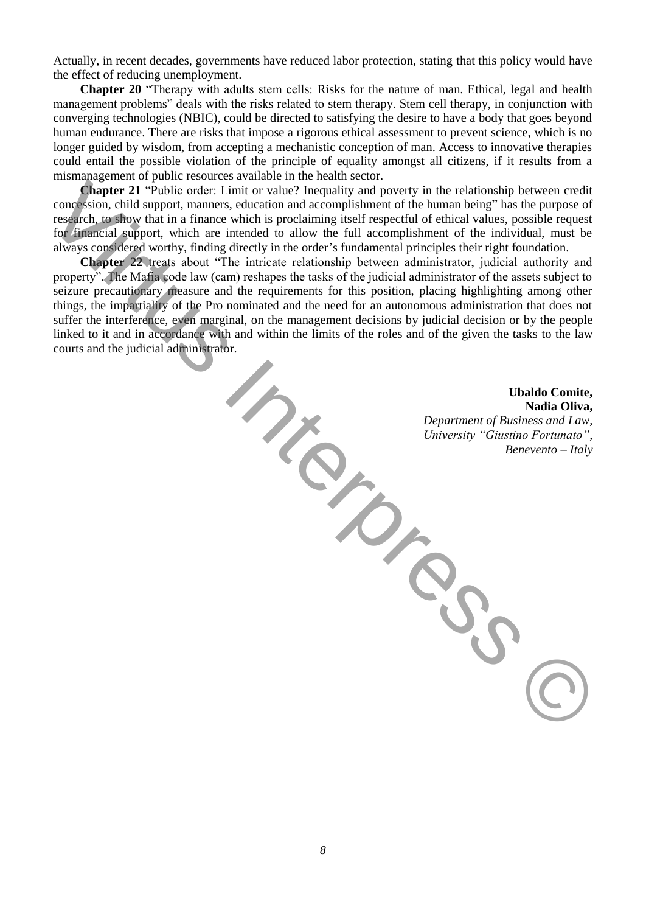Actually, in recent decades, governments have reduced labor protection, stating that this policy would have the effect of reducing unemployment.

**Chapter 20** "Therapy with adults stem cells: Risks for the nature of man. Ethical, legal and health management problems" deals with the risks related to stem therapy. Stem cell therapy, in conjunction with converging technologies (NBIC), could be directed to satisfying the desire to have a body that goes beyond human endurance. There are risks that impose a rigorous ethical assessment to prevent science, which is no longer guided by wisdom, from accepting a mechanistic conception of man. Access to innovative therapies could entail the possible violation of the principle of equality amongst all citizens, if it results from a mismanagement of public resources available in the health sector.

**Chapter 21** "Public order: Limit or value? Inequality and poverty in the relationship between credit concession, child support, manners, education and accomplishment of the human being" has the purpose of research, to show that in a finance which is proclaiming itself respectful of ethical values, possible request for financial support, which are intended to allow the full accomplishment of the individual, must be always considered worthy, finding directly in the order's fundamental principles their right foundation.

**Chapter 22** treats about "The intricate relationship between administrator, judicial authority and property". The Mafia code law (cam) reshapes the tasks of the judicial administrator of the assets subject to seizure precautionary measure and the requirements for this position, placing highlighting among other things, the impartiality of the Pro nominated and the need for an autonomous administration that does not suffer the interference, even marginal, on the management decisions by judicial decision or by the people linked to it and in accordance with and within the limits of the roles and of the given the tasks to the law courts and the judicial administrator.

**Ubaldo Comite,**
**Nadia Oliva,**
*Department of Business and Law,*
*University "Giustino Fortunato",*
*Benevento – Italy*